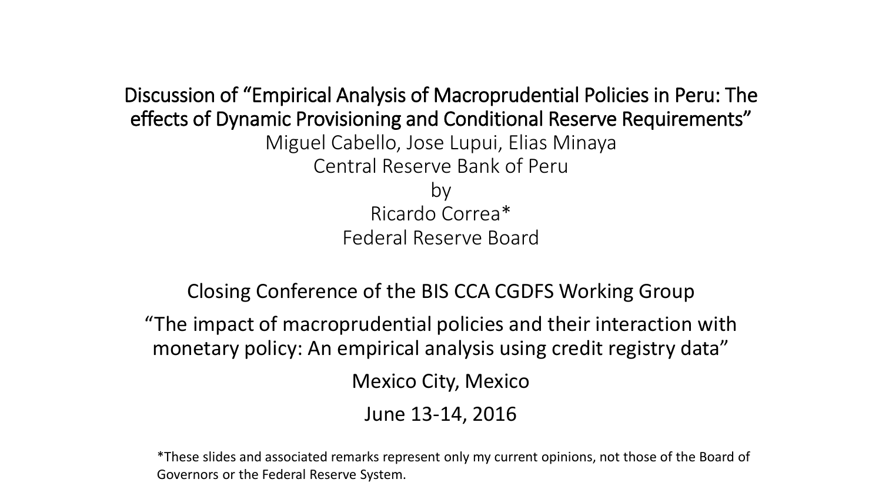# Discussion of "Empirical Analysis of Macroprudential Policies in Peru: The effects of Dynamic Provisioning and Conditional Reserve Requirements"

Miguel Cabello, Jose Lupui, Elias Minaya

Central Reserve Bank of Peru

by

Ricardo Correa*

Federal Reserve Board

Closing Conference of the BIS CCA CGDFS Working Group

"The impact of macroprudential policies and their interaction with monetary policy: An empirical analysis using credit registry data"

Mexico City, Mexico

June 13-14, 2016

*These slides and associated remarks represent only my current opinions, not those of the Board of Governors or the Federal Reserve System.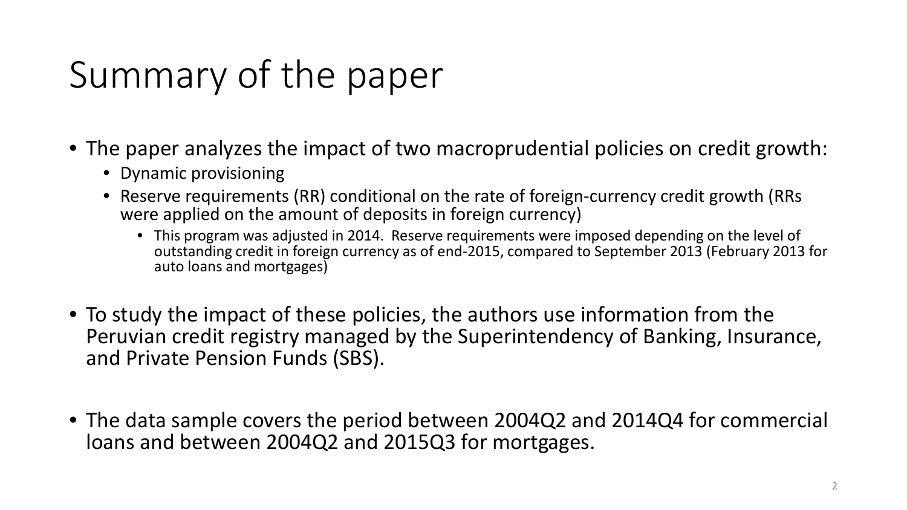# Summary of the paper

- The paper analyzes the impact of two macroprudential policies on credit growth:
  - Dynamic provisioning
  - Reserve requirements (RR) conditional on the rate of foreign-currency credit growth (RRs were applied on the amount of deposits in foreign currency)
    - This program was adjusted in 2014. Reserve requirements were imposed depending on the level of outstanding credit in foreign currency as of end-2015, compared to September 2013 (February 2013 for auto loans and mortgages)
- To study the impact of these policies, the authors use information from the Peruvian credit registry managed by the Superintendency of Banking, Insurance, and Private Pension Funds (SBS).
- The data sample covers the period between 2004Q2 and 2014Q4 for commercial loans and between 2004Q2 and 2015Q3 for mortgages.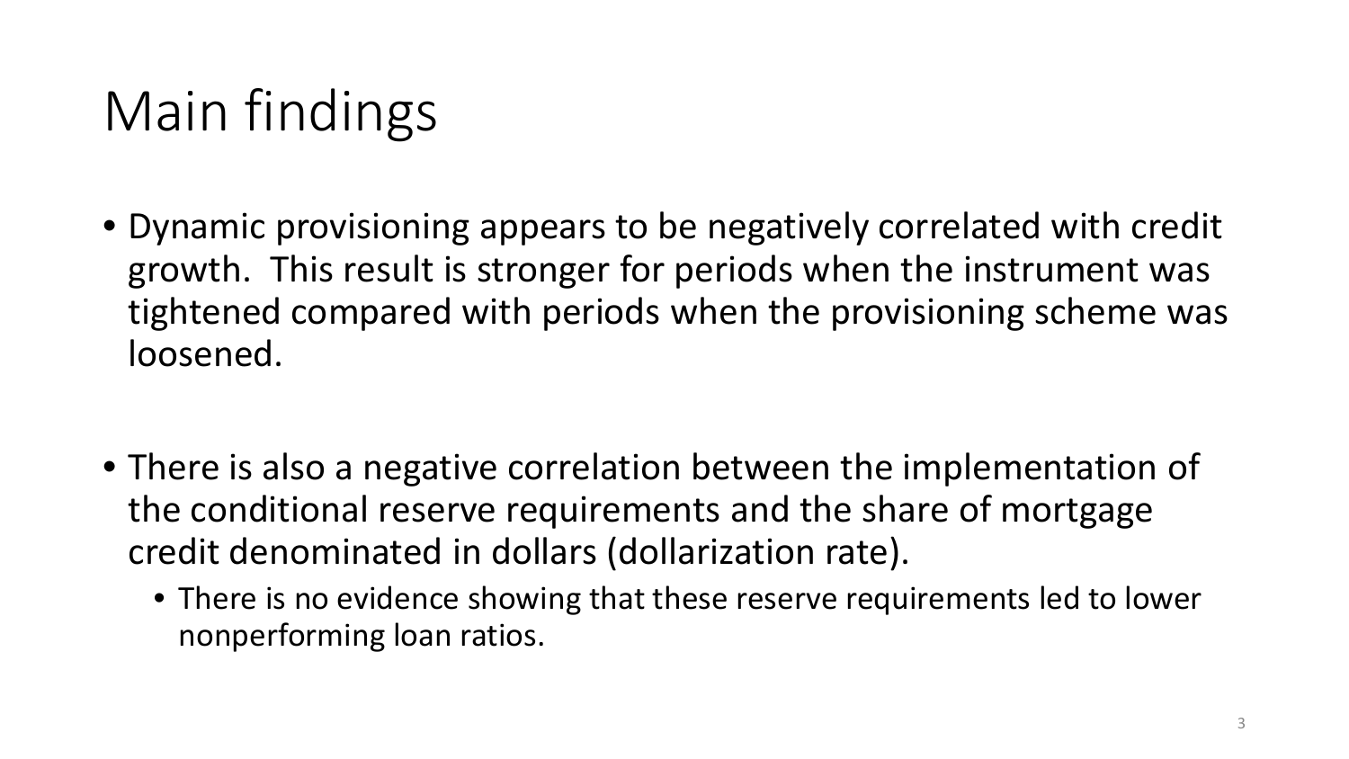# Main findings

- Dynamic provisioning appears to be negatively correlated with credit growth. This result is stronger for periods when the instrument was tightened compared with periods when the provisioning scheme was loosened.

- There is also a negative correlation between the implementation of the conditional reserve requirements and the share of mortgage credit denominated in dollars (dollarization rate).
  - There is no evidence showing that these reserve requirements led to lower nonperforming loan ratios.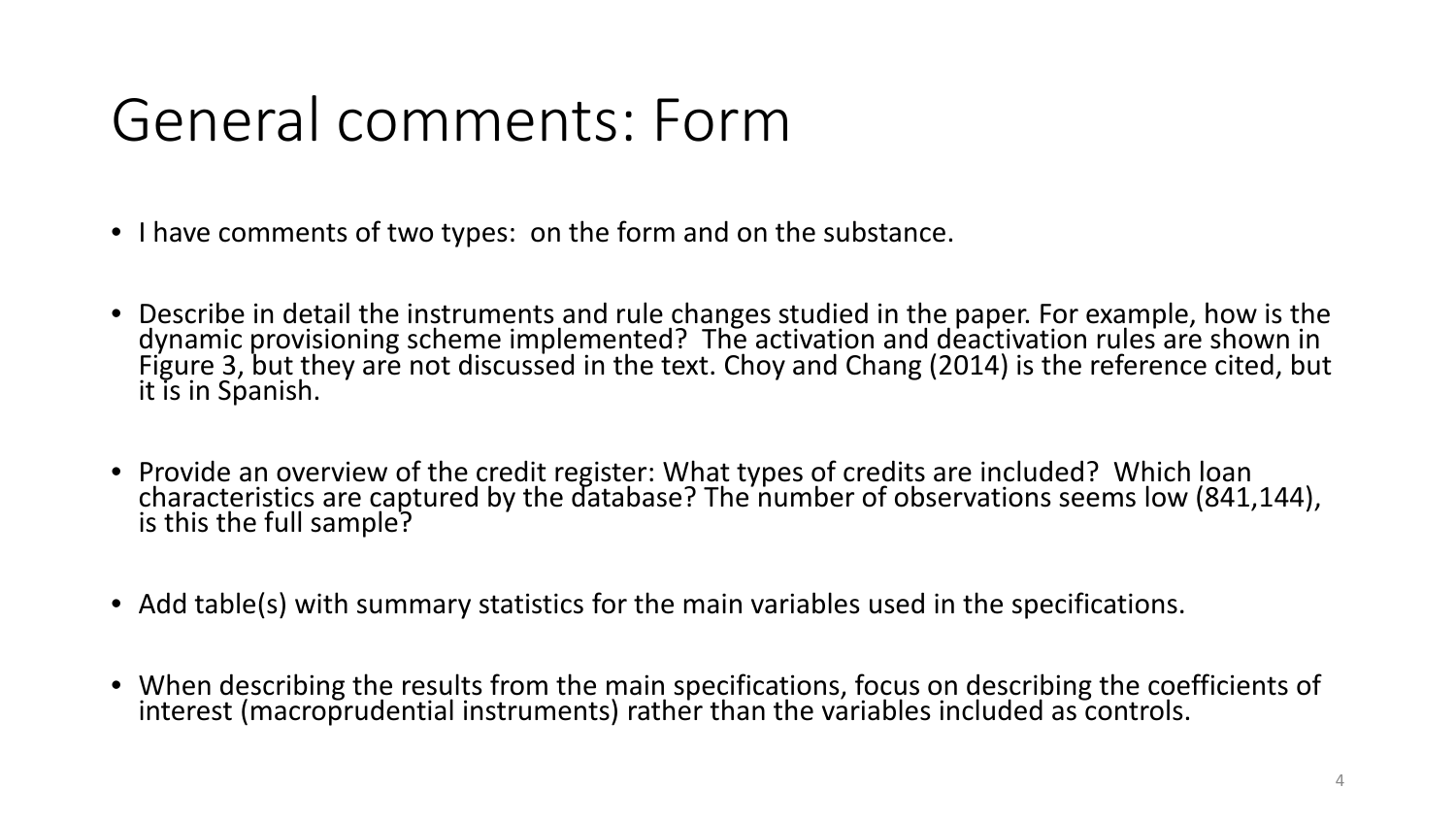# General comments: Form

- I have comments of two types: on the form and on the substance.
- Describe in detail the instruments and rule changes studied in the paper. For example, how is the dynamic provisioning scheme implemented? The activation and deactivation rules are shown in Figure 3, but they are not discussed in the text. Choy and Chang (2014) is the reference cited, but it is in Spanish.
- Provide an overview of the credit register: What types of credits are included? Which loan characteristics are captured by the database? The number of observations seems low (841,144), is this the full sample?
- Add table(s) with summary statistics for the main variables used in the specifications.
- When describing the results from the main specifications, focus on describing the coefficients of interest (macroprudential instruments) rather than the variables included as controls.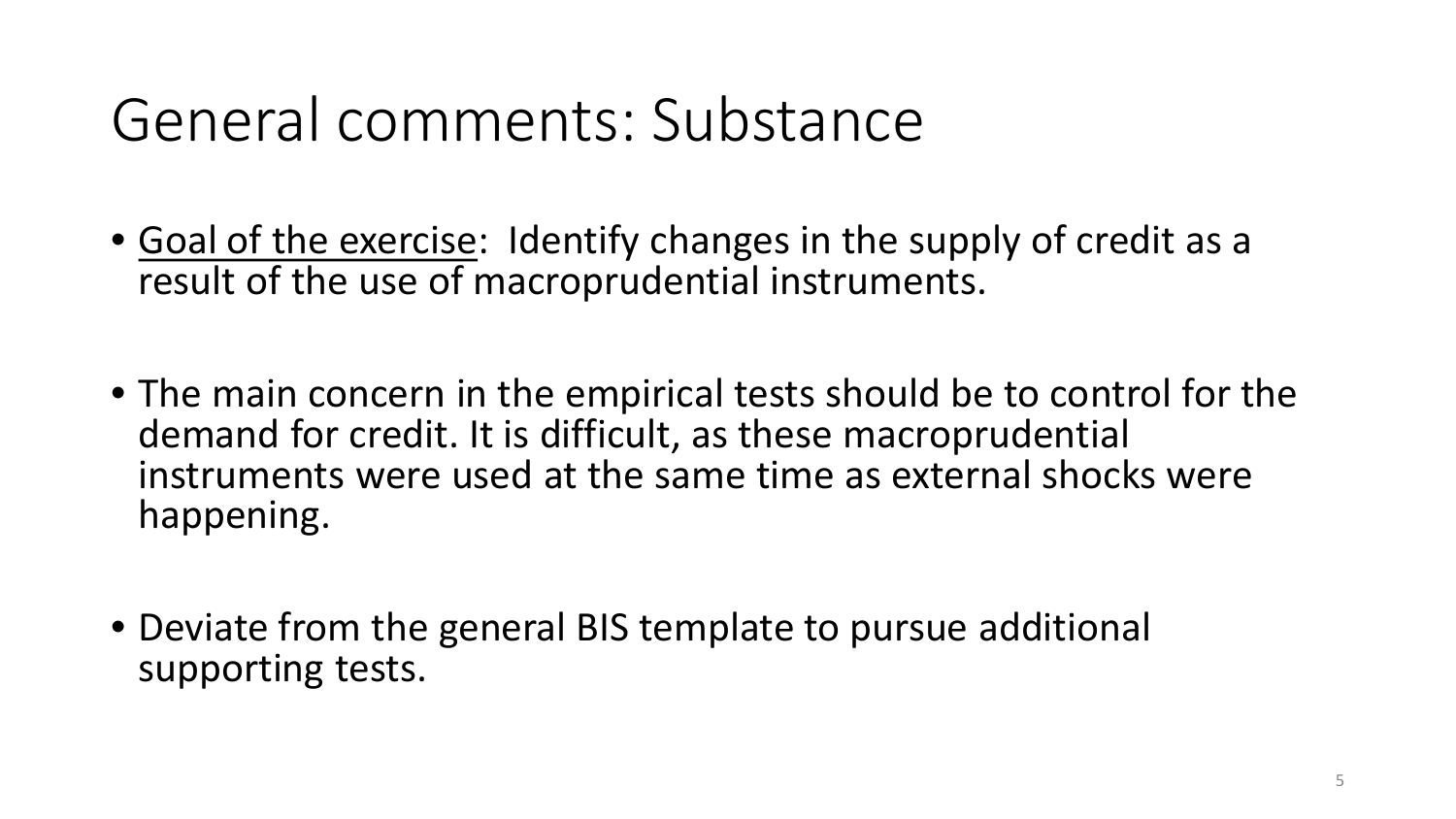# General comments: Substance

- <u>Goal of the exercise</u>: Identify changes in the supply of credit as a result of the use of macroprudential instruments.

- The main concern in the empirical tests should be to control for the demand for credit. It is difficult, as these macroprudential instruments were used at the same time as external shocks were happening.

- Deviate from the general BIS template to pursue additional supporting tests.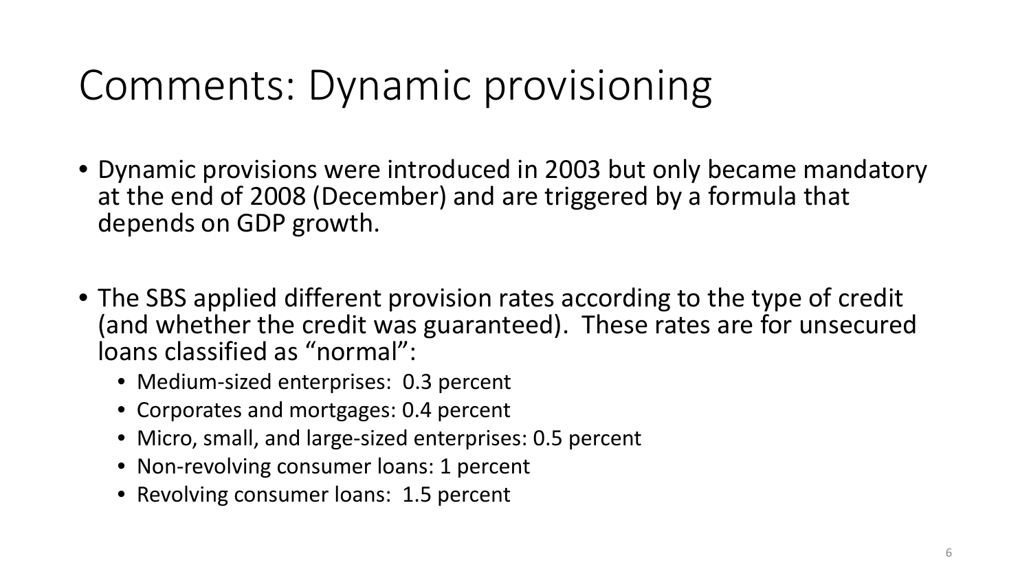# Comments: Dynamic provisioning

- Dynamic provisions were introduced in 2003 but only became mandatory at the end of 2008 (December) and are triggered by a formula that depends on GDP growth.

- The SBS applied different provision rates according to the type of credit (and whether the credit was guaranteed). These rates are for unsecured loans classified as "normal":
  - Medium-sized enterprises: 0.3 percent
  - Corporates and mortgages: 0.4 percent
  - Micro, small, and large-sized enterprises: 0.5 percent
  - Non-revolving consumer loans: 1 percent
  - Revolving consumer loans: 1.5 percent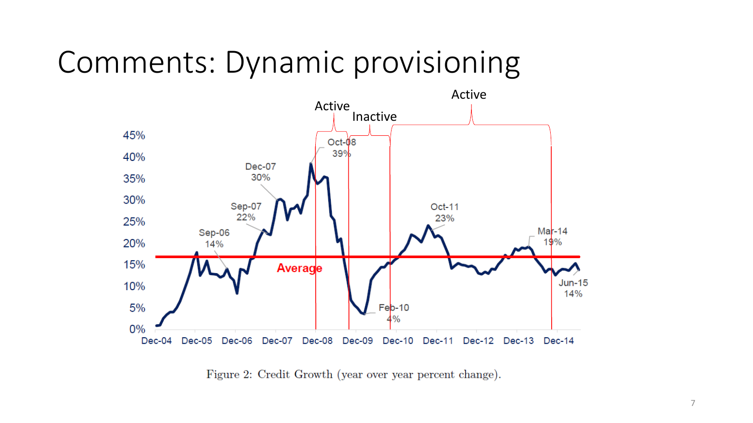# Comments: Dynamic provisioning

Figure 2: Credit Growth (year over year percent change).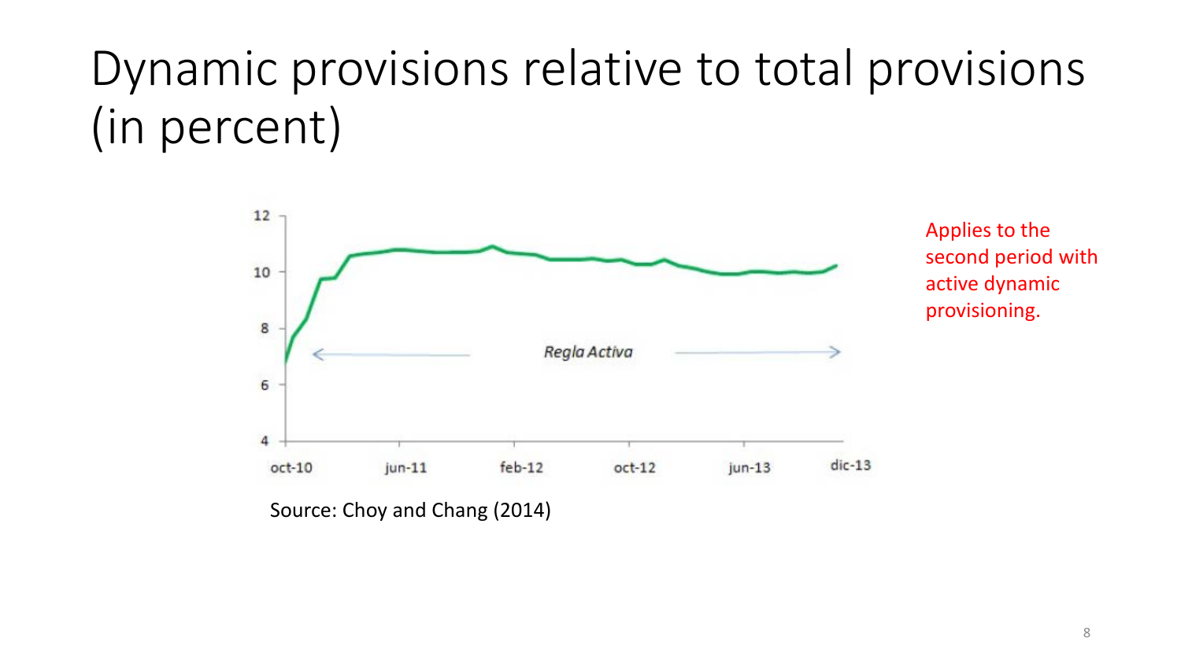# Dynamic provisions relative to total provisions (in percent)

Source: Choy and Chang (2014)

Applies to the second period with active dynamic provisioning.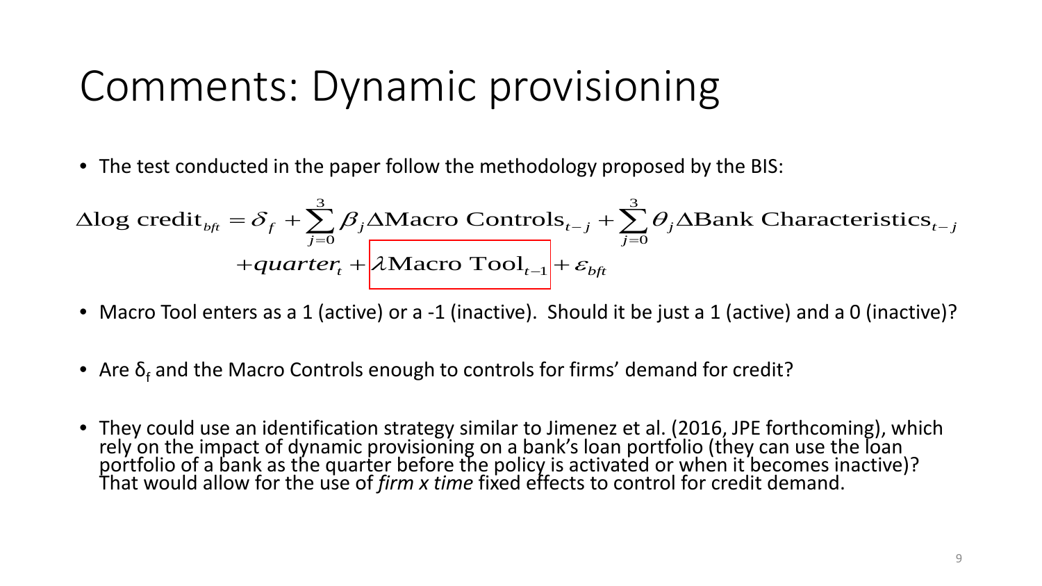# Comments: Dynamic provisioning

- The test conducted in the paper follow the methodology proposed by the BIS:

$$\Delta \log \text{credit}_{bft} = \delta_f + \sum_{j=0}^{3} \beta_j \Delta \text{Macro Controls}_{t-j} + \sum_{j=0}^{3} \theta_j \Delta \text{Bank Characteristics}_{t-j} + quarter_t + \boxed{\lambda \text{Macro Tool}_{t-1}} + \varepsilon_{bft}$$

- Macro Tool enters as a 1 (active) or a -1 (inactive). Should it be just a 1 (active) and a 0 (inactive)?

- Are $\delta_f$ and the Macro Controls enough to controls for firms' demand for credit?

- They could use an identification strategy similar to Jimenez et al. (2016, JPE forthcoming), which rely on the impact of dynamic provisioning on a bank's loan portfolio (they can use the loan portfolio of a bank as the quarter before the policy is activated or when it becomes inactive)? That would allow for the use of *firm x time* fixed effects to control for credit demand.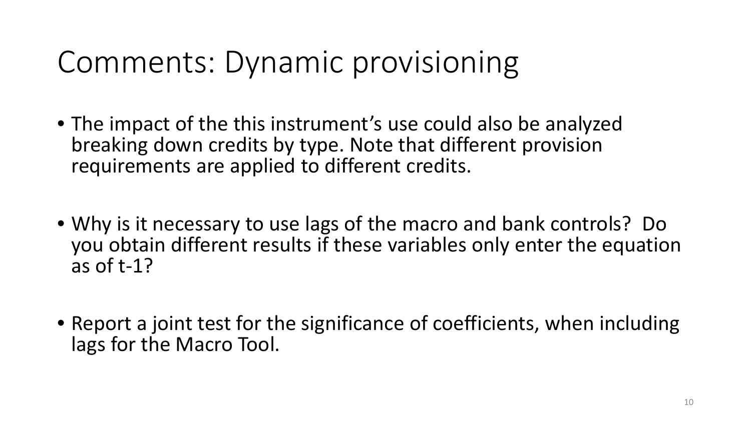# Comments: Dynamic provisioning

- The impact of the this instrument's use could also be analyzed breaking down credits by type. Note that different provision requirements are applied to different credits.

- Why is it necessary to use lags of the macro and bank controls? Do you obtain different results if these variables only enter the equation as of t-1?

- Report a joint test for the significance of coefficients, when including lags for the Macro Tool.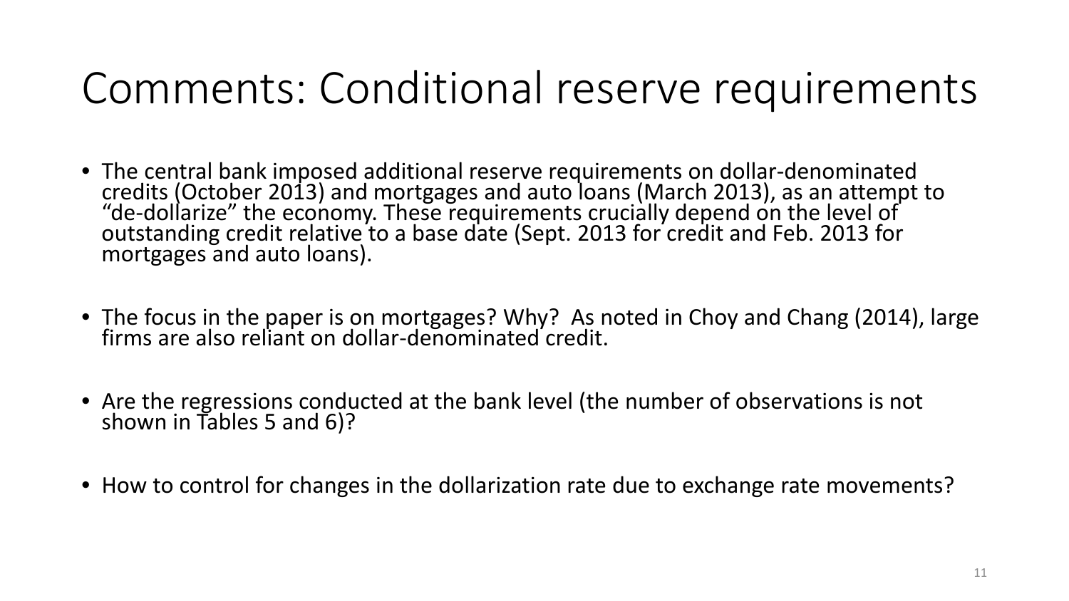# Comments: Conditional reserve requirements

- The central bank imposed additional reserve requirements on dollar-denominated credits (October 2013) and mortgages and auto loans (March 2013), as an attempt to "de-dollarize" the economy. These requirements crucially depend on the level of outstanding credit relative to a base date (Sept. 2013 for credit and Feb. 2013 for mortgages and auto loans).

- The focus in the paper is on mortgages? Why? As noted in Choy and Chang (2014), large firms are also reliant on dollar-denominated credit.

- Are the regressions conducted at the bank level (the number of observations is not shown in Tables 5 and 6)?

- How to control for changes in the dollarization rate due to exchange rate movements?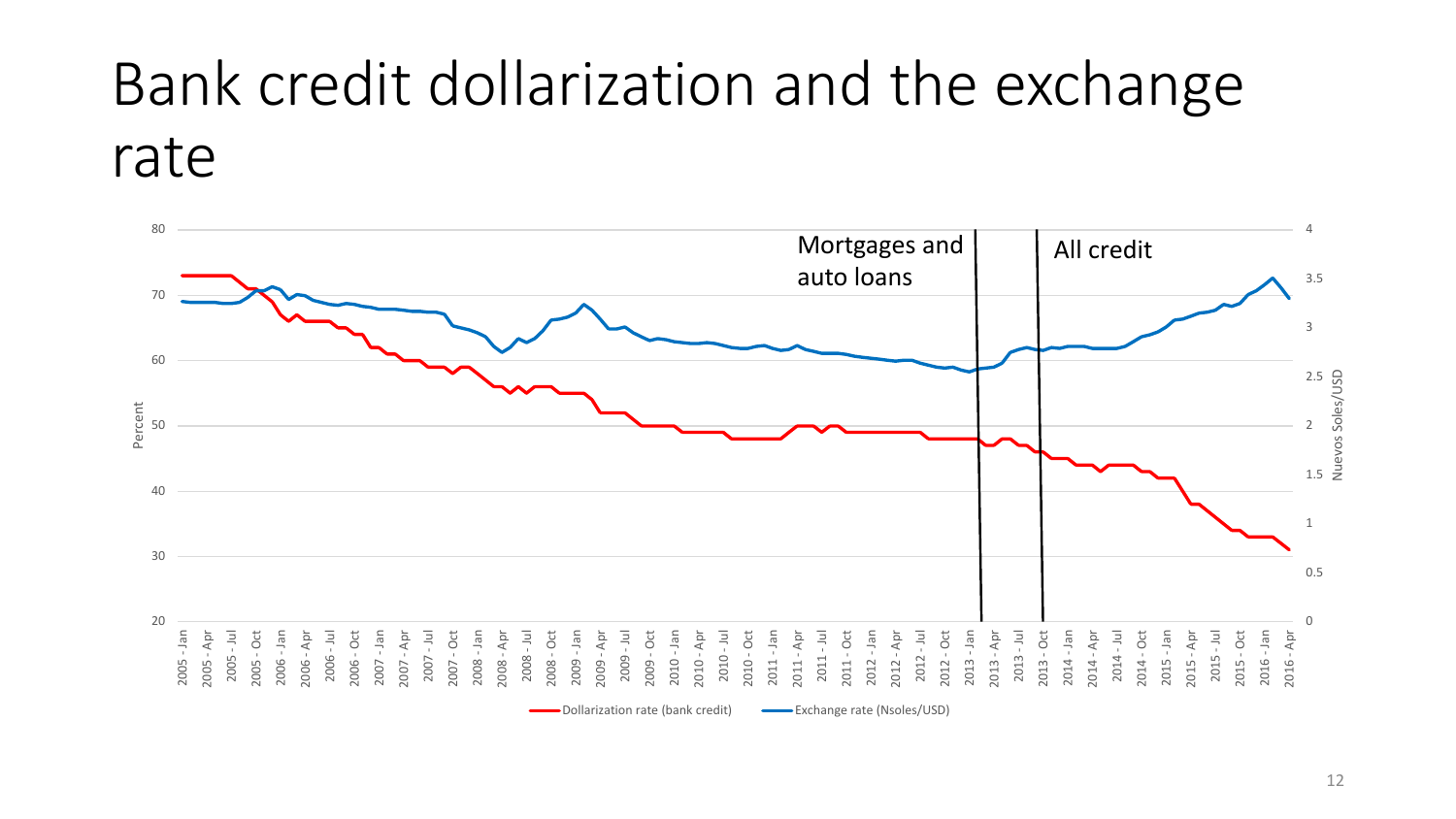# Bank credit dollarization and the exchange rate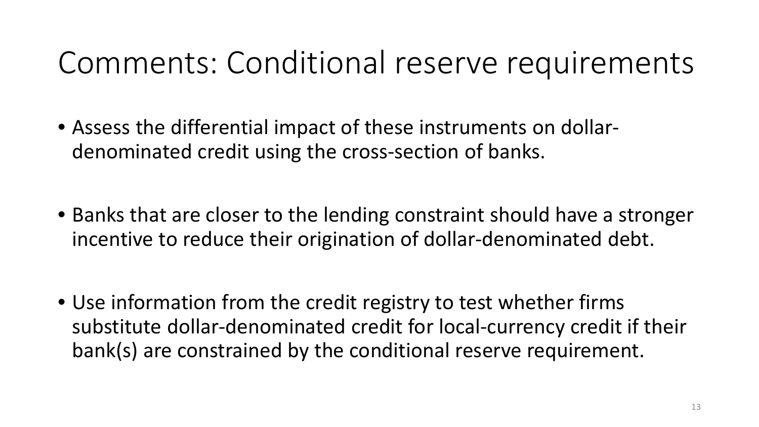# Comments: Conditional reserve requirements

- Assess the differential impact of these instruments on dollar-denominated credit using the cross-section of banks.

- Banks that are closer to the lending constraint should have a stronger incentive to reduce their origination of dollar-denominated debt.

- Use information from the credit registry to test whether firms substitute dollar-denominated credit for local-currency credit if their bank(s) are constrained by the conditional reserve requirement.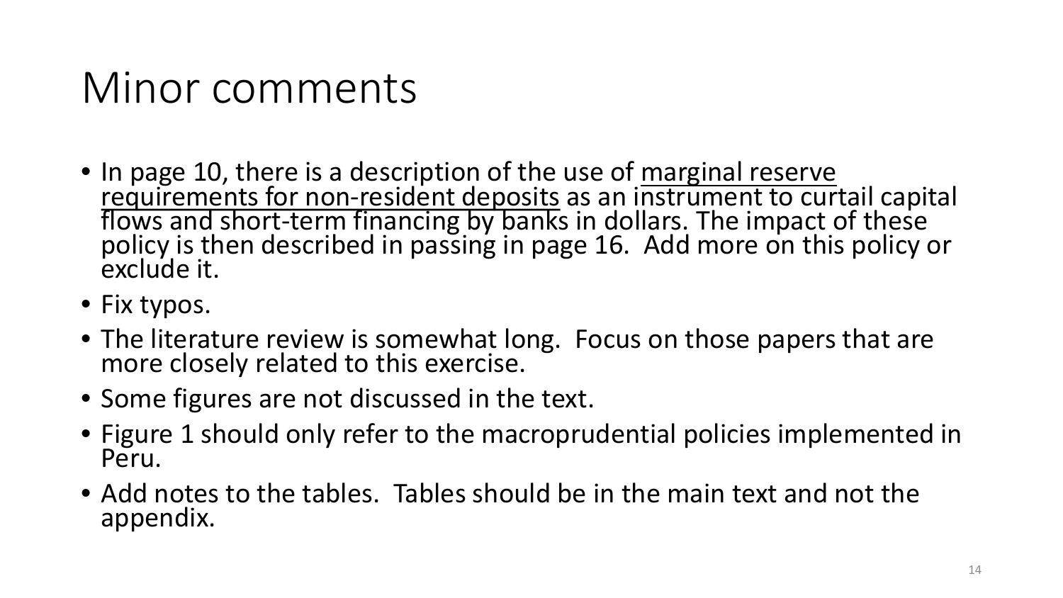# Minor comments

- In page 10, there is a description of the use of <u>marginal reserve requirements for non-resident deposits</u> as an instrument to curtail capital flows and short-term financing by banks in dollars. The impact of these policy is then described in passing in page 16. Add more on this policy or exclude it.
- Fix typos.
- The literature review is somewhat long. Focus on those papers that are more closely related to this exercise.
- Some figures are not discussed in the text.
- Figure 1 should only refer to the macroprudential policies implemented in Peru.
- Add notes to the tables. Tables should be in the main text and not the appendix.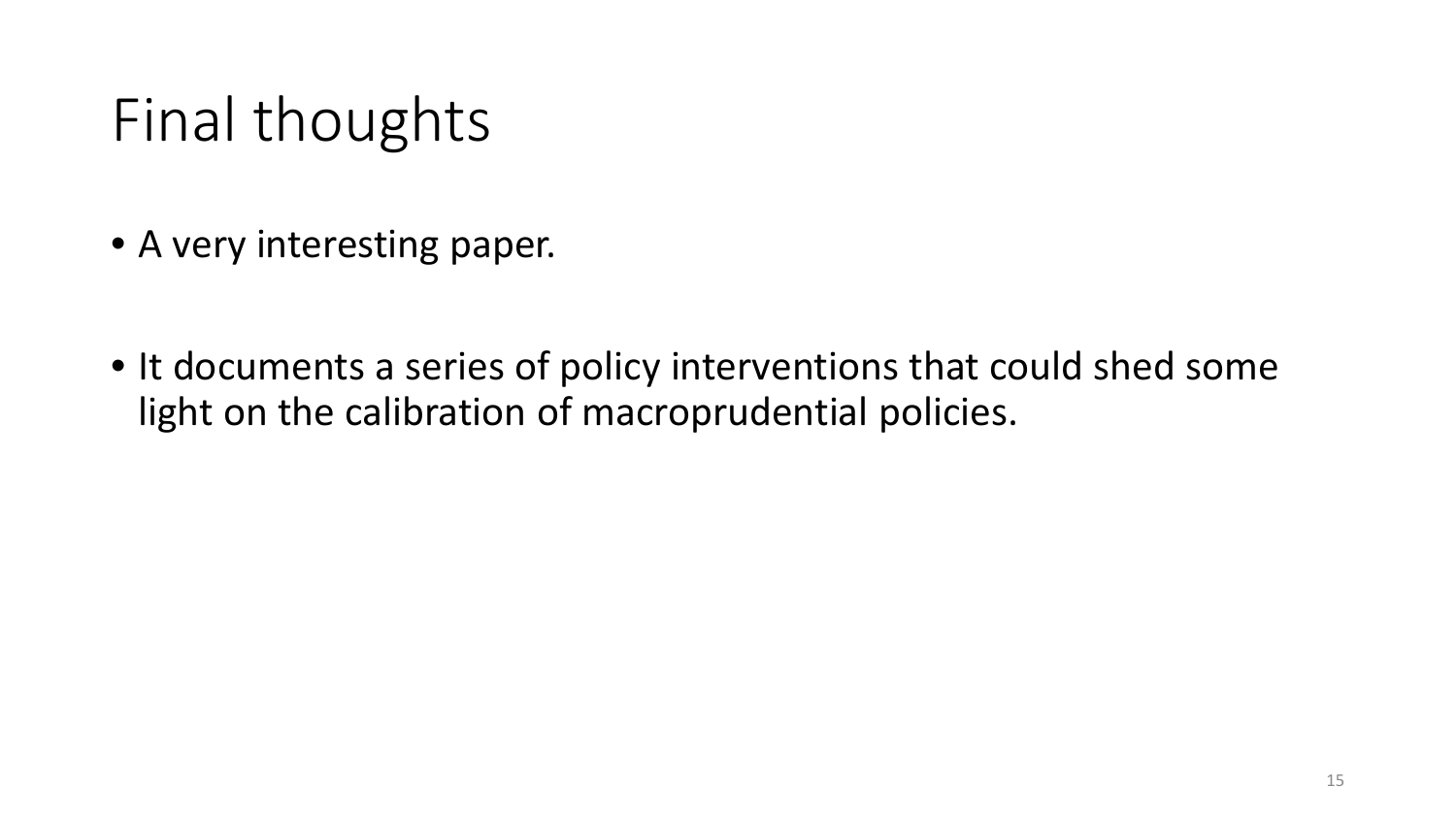# Final thoughts

- A very interesting paper.

- It documents a series of policy interventions that could shed some light on the calibration of macroprudential policies.